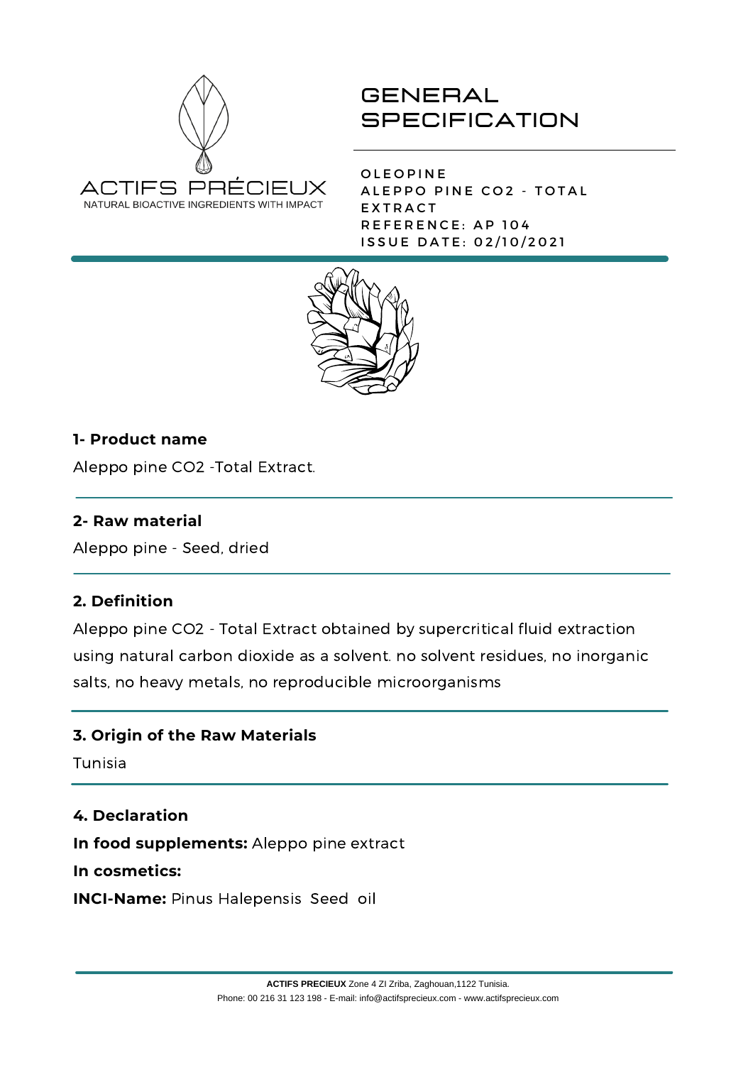ACTIFS PRÉCIEUX

NATURAL BIOACTIVE INGREDIENTS WITH IMPACT

# GENERAL SPECIFICATION

OLEOPINE
ALEPPO PINE CO2 - TOTAL EXTRACT
REFERENCE: AP 104
ISSUE DATE: 02/10/2021

## 1- Product name

Aleppo pine CO2 -Total Extract.

## 2- Raw material

Aleppo pine - Seed, dried

## 2. Definition

Aleppo pine CO2 - Total Extract obtained by supercritical fluid extraction using natural carbon dioxide as a solvent. no solvent residues, no inorganic salts, no heavy metals, no reproducible microorganisms

## 3. Origin of the Raw Materials

Tunisia

## 4. Declaration

**In food supplements:** Aleppo pine extract

**In cosmetics:**

**INCI-Name:** Pinus Halepensis Seed oil

**ACTIFS PRECIEUX** Zone 4 ZI Zriba, Zaghouan,1122 Tunisia.
Phone: 00 216 31 123 198 - E-mail: info@actifsprecieux.com - www.actifsprecieux.com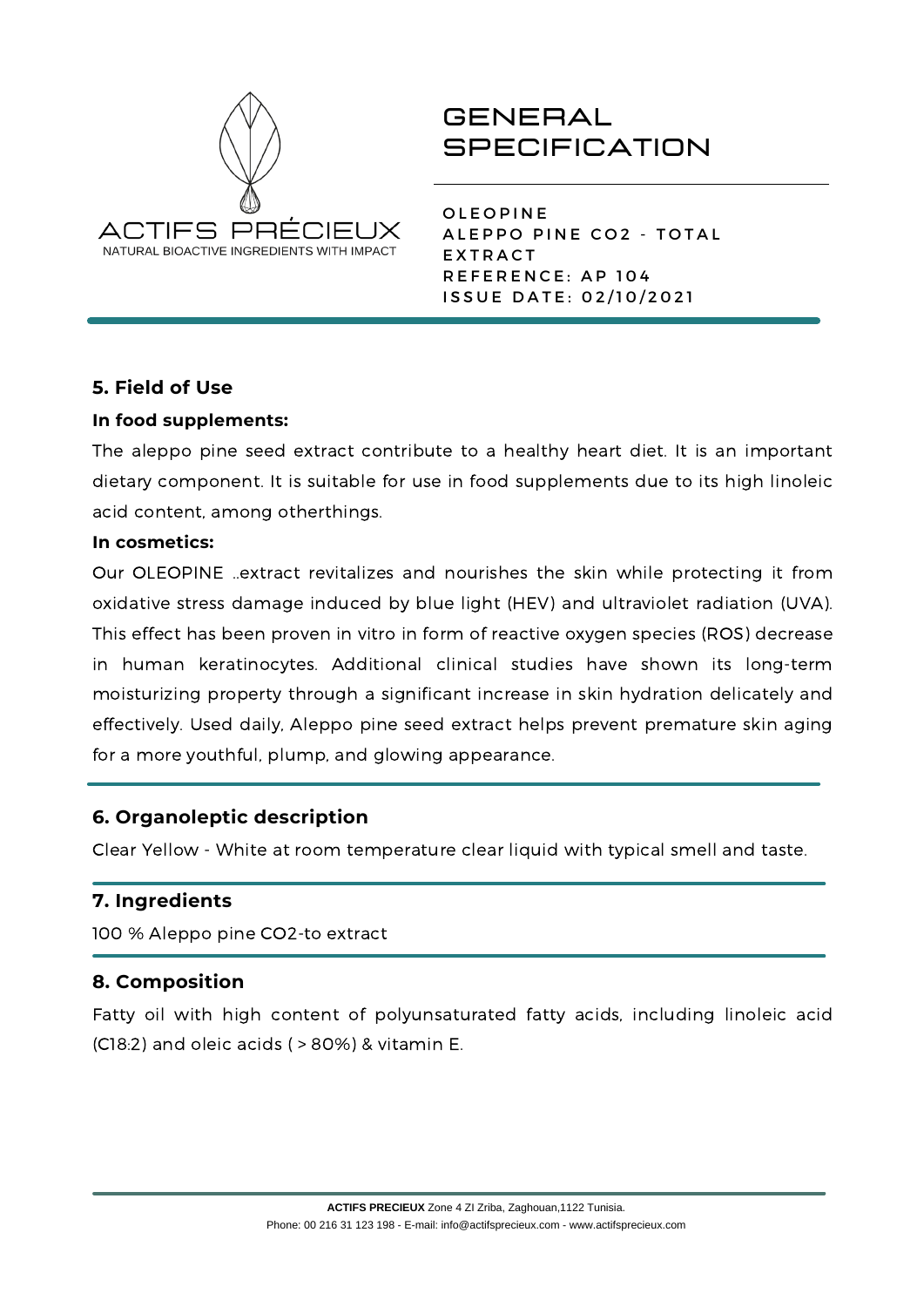# GENERAL SPECIFICATION

OLEOPINE
ALEPPO PINE CO2 - TOTAL EXTRACT
REFERENCE: AP 104
ISSUE DATE: 02/10/2021

## 5. Field of Use

**In food supplements:**

The aleppo pine seed extract contribute to a healthy heart diet. It is an important dietary component. It is suitable for use in food supplements due to its high linoleic acid content, among otherthings.

**In cosmetics:**

Our OLEOPINE ..extract revitalizes and nourishes the skin while protecting it from oxidative stress damage induced by blue light (HEV) and ultraviolet radiation (UVA). This effect has been proven in vitro in form of reactive oxygen species (ROS) decrease in human keratinocytes. Additional clinical studies have shown its long-term moisturizing property through a significant increase in skin hydration delicately and effectively. Used daily, Aleppo pine seed extract helps prevent premature skin aging for a more youthful, plump, and glowing appearance.

## 6. Organoleptic description

Clear Yellow - White at room temperature clear liquid with typical smell and taste.

## 7. Ingredients

100 % Aleppo pine CO2-to extract

## 8. Composition

Fatty oil with high content of polyunsaturated fatty acids, including linoleic acid (C18:2) and oleic acids ( > 80%) & vitamin E.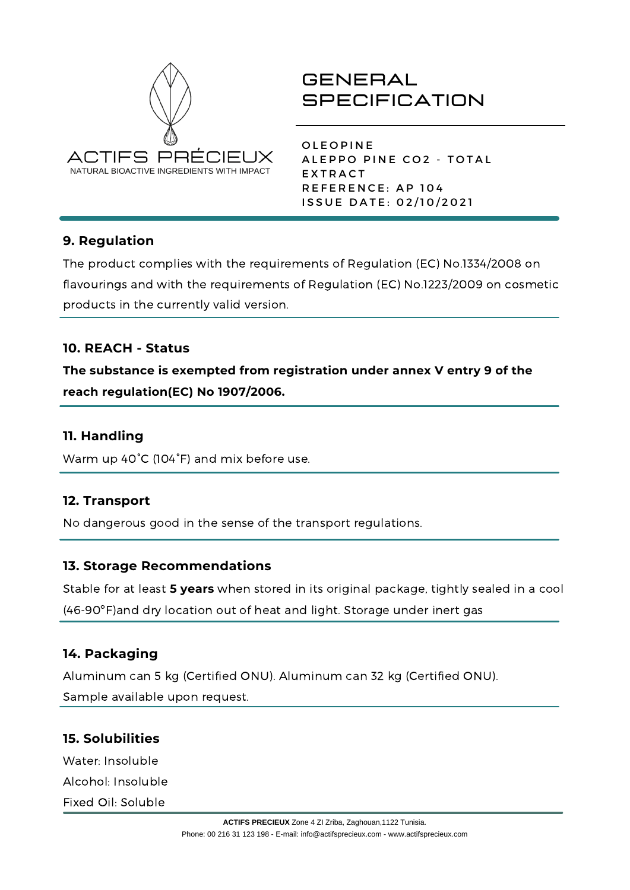# GENERAL SPECIFICATION

OLEOPINE
ALEPPO PINE CO2 - TOTAL EXTRACT
REFERENCE: AP 104
ISSUE DATE: 02/10/2021

## 9. Regulation

The product complies with the requirements of Regulation (EC) No.1334/2008 on flavourings and with the requirements of Regulation (EC) No.1223/2009 on cosmetic products in the currently valid version.

## 10. REACH - Status

**The substance is exempted from registration under annex V entry 9 of the reach regulation(EC) No 1907/2006.**

## 11. Handling

Warm up 40˚C (104˚F) and mix before use.

## 12. Transport

No dangerous good in the sense of the transport regulations.

## 13. Storage Recommendations

Stable for at least **5 years** when stored in its original package, tightly sealed in a cool (46-90°F)and dry location out of heat and light. Storage under inert gas

## 14. Packaging

Aluminum can 5 kg (Certified ONU). Aluminum can 32 kg (Certified ONU).
Sample available upon request.

## 15. Solubilities

Water: Insoluble
Alcohol: Insoluble
Fixed Oil: Soluble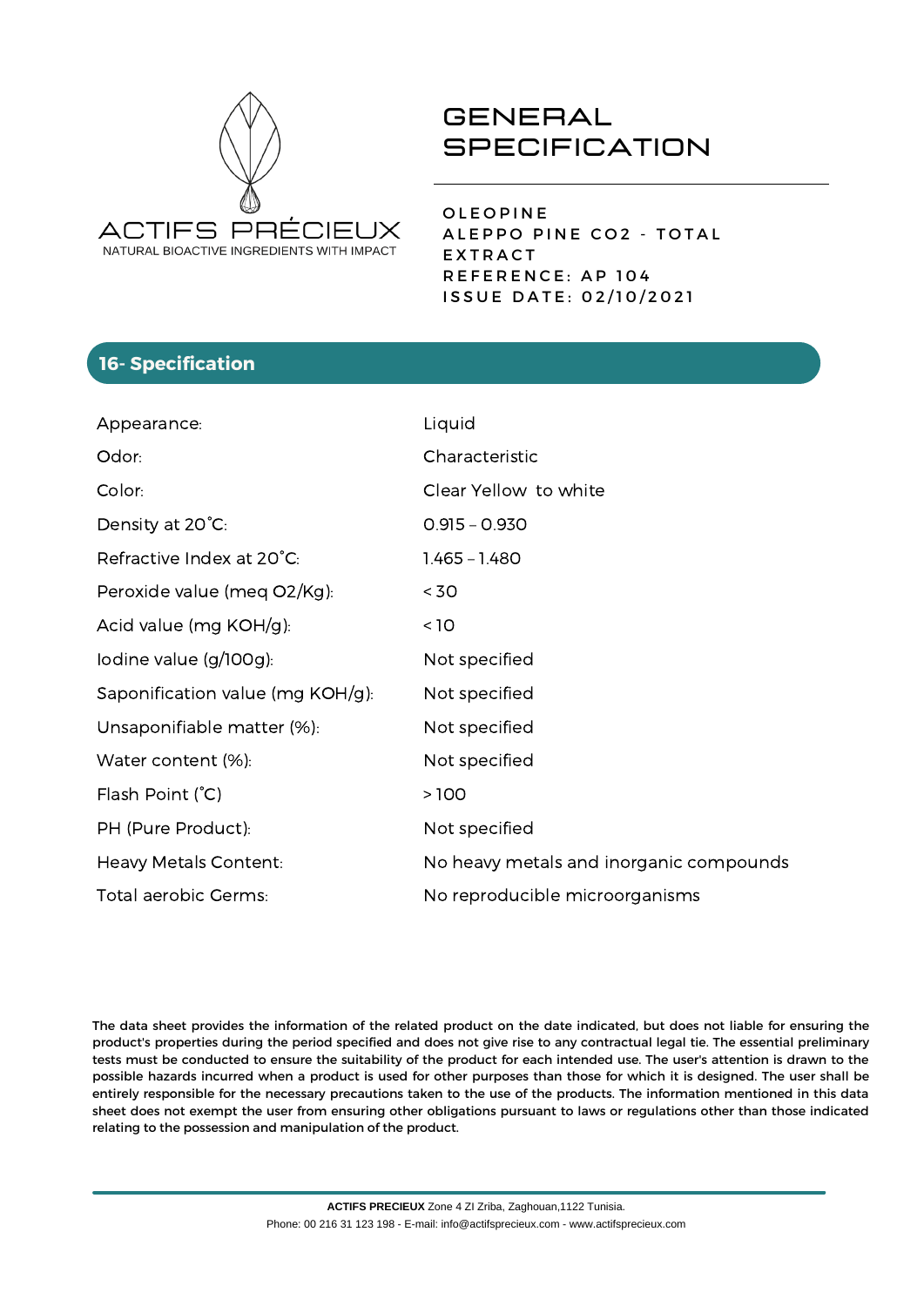ACTIFS PRÉCIEUX

NATURAL BIOACTIVE INGREDIENTS WITH IMPACT

# GENERAL SPECIFICATION

OLEOPINE
ALEPPO PINE CO2 - TOTAL EXTRACT
REFERENCE: AP 104
ISSUE DATE: 02/10/2021

## 16- Specification

| | |
|---|---|
| Appearance: | Liquid |
| Odor: | Characteristic |
| Color: | Clear Yellow to white |
| Density at 20˚C: | 0.915 – 0.930 |
| Refractive Index at 20˚C: | 1.465 – 1.480 |
| Peroxide value (meq O2/Kg): | < 30 |
| Acid value (mg KOH/g): | < 10 |
| Iodine value (g/100g): | Not specified |
| Saponification value (mg KOH/g): | Not specified |
| Unsaponifiable matter (%): | Not specified |
| Water content (%): | Not specified |
| Flash Point (˚C) | > 100 |
| PH (Pure Product): | Not specified |
| Heavy Metals Content: | No heavy metals and inorganic compounds |
| Total aerobic Germs: | No reproducible microorganisms |

The data sheet provides the information of the related product on the date indicated, but does not liable for ensuring the product's properties during the period specified and does not give rise to any contractual legal tie. The essential preliminary tests must be conducted to ensure the suitability of the product for each intended use. The user's attention is drawn to the possible hazards incurred when a product is used for other purposes than those for which it is designed. The user shall be entirely responsible for the necessary precautions taken to the use of the products. The information mentioned in this data sheet does not exempt the user from ensuring other obligations pursuant to laws or regulations other than those indicated relating to the possession and manipulation of the product.

**ACTIFS PRECIEUX** Zone 4 ZI Zriba, Zaghouan,1122 Tunisia.
Phone: 00 216 31 123 198 - E-mail: info@actifsprecieux.com - www.actifsprecieux.com